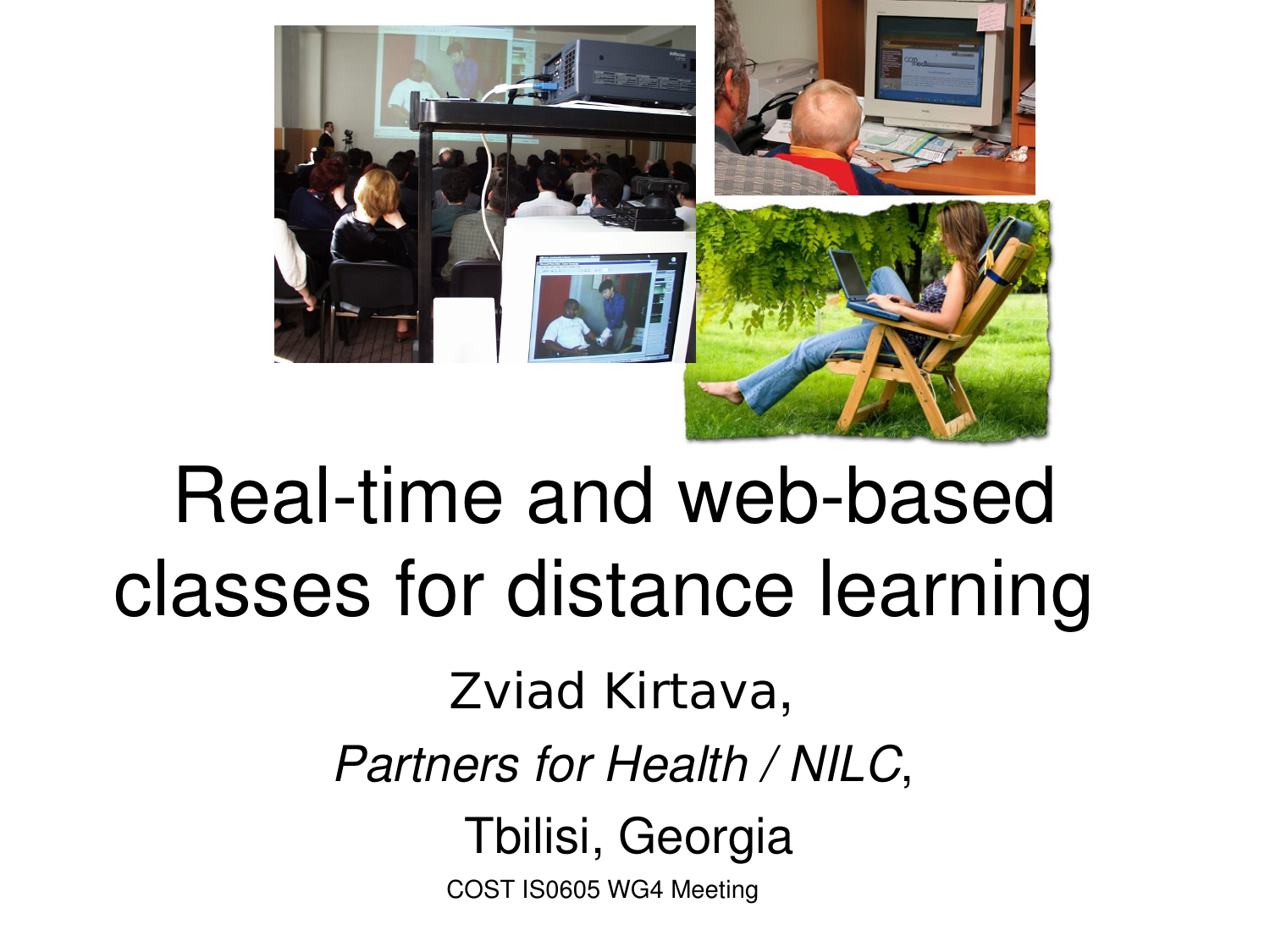# Real-time and web-based classes for distance learning

Zviad Kirtava,

*Partners for Health / NILC*,

Tbilisi, Georgia

COST IS0605 WG4 Meeting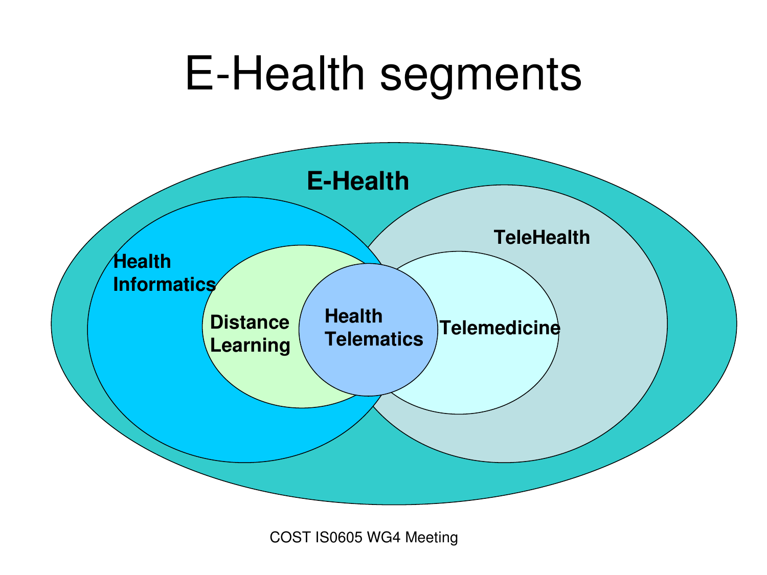# E-Health segments

E-Health

TeleHealth

Health Informatics

Distance Learning

Health Telematics

Telemedicine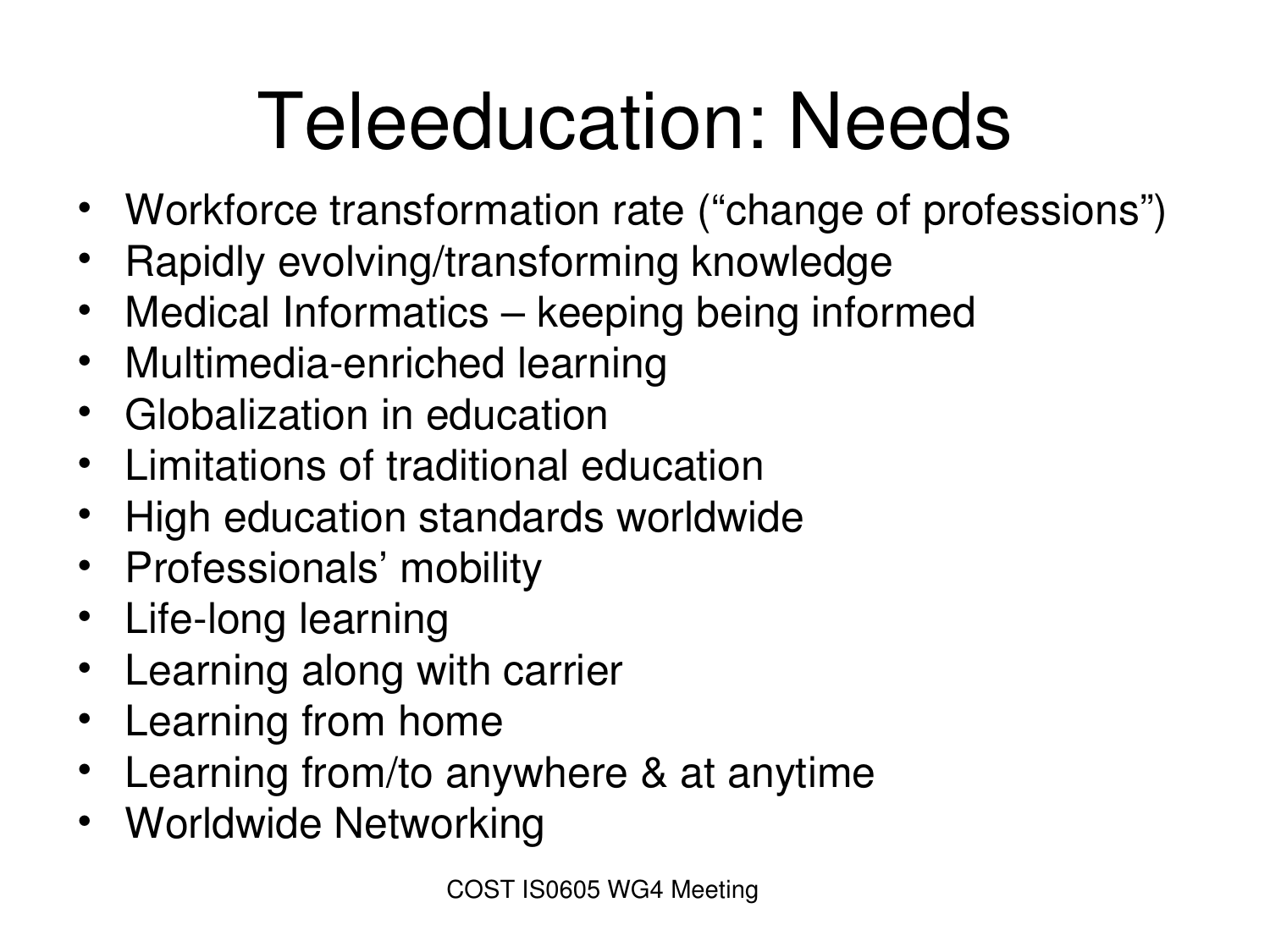# Teleeducation: Needs

- Workforce transformation rate (“change of professions”)
- Rapidly evolving/transforming knowledge
- Medical Informatics – keeping being informed
- Multimedia-enriched learning
- Globalization in education
- Limitations of traditional education
- High education standards worldwide
- Professionals’ mobility
- Life-long learning
- Learning along with carrier
- Learning from home
- Learning from/to anywhere & at anytime
- Worldwide Networking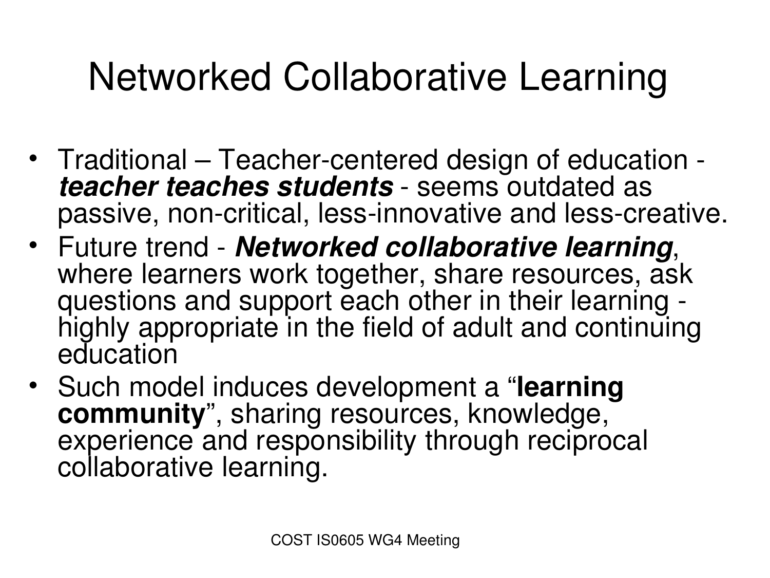# Networked Collaborative Learning

- Traditional – Teacher-centered design of education - ***teacher teaches students*** - seems outdated as passive, non-critical, less-innovative and less-creative.
- Future trend - ***Networked collaborative learning***, where learners work together, share resources, ask questions and support each other in their learning - highly appropriate in the field of adult and continuing education
- Such model induces development a "**learning community**", sharing resources, knowledge, experience and responsibility through reciprocal collaborative learning.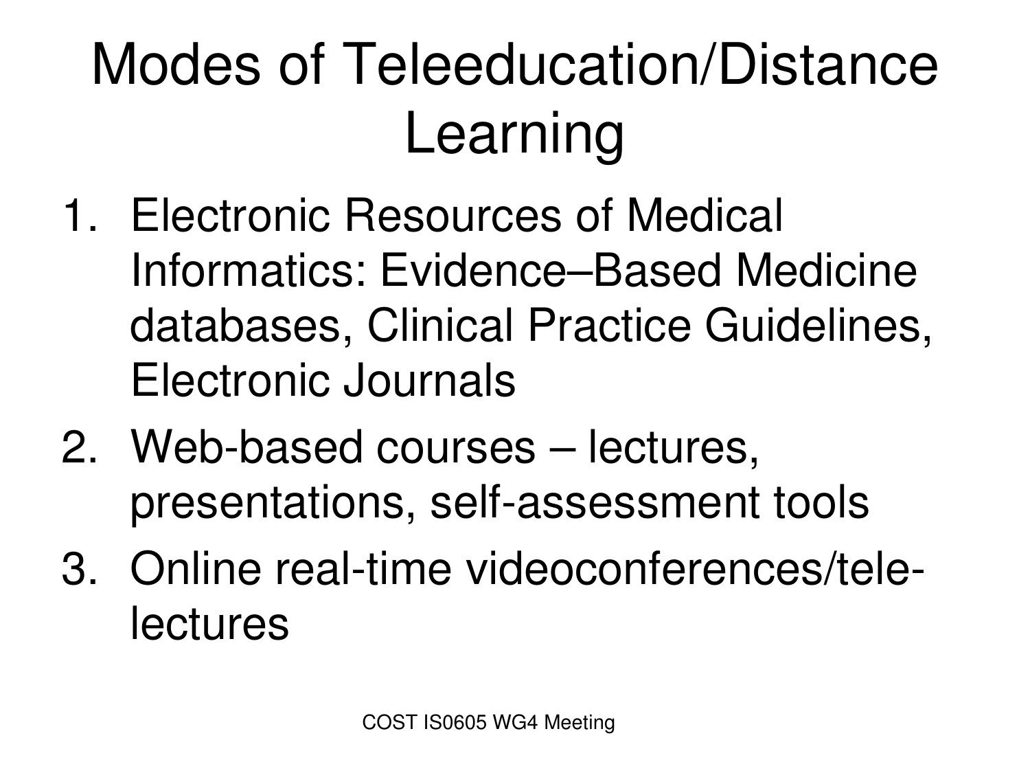# Modes of Teleeducation/Distance Learning

1. Electronic Resources of Medical Informatics: Evidence–Based Medicine databases, Clinical Practice Guidelines, Electronic Journals
2. Web-based courses – lectures, presentations, self-assessment tools
3. Online real-time videoconferences/tele-lectures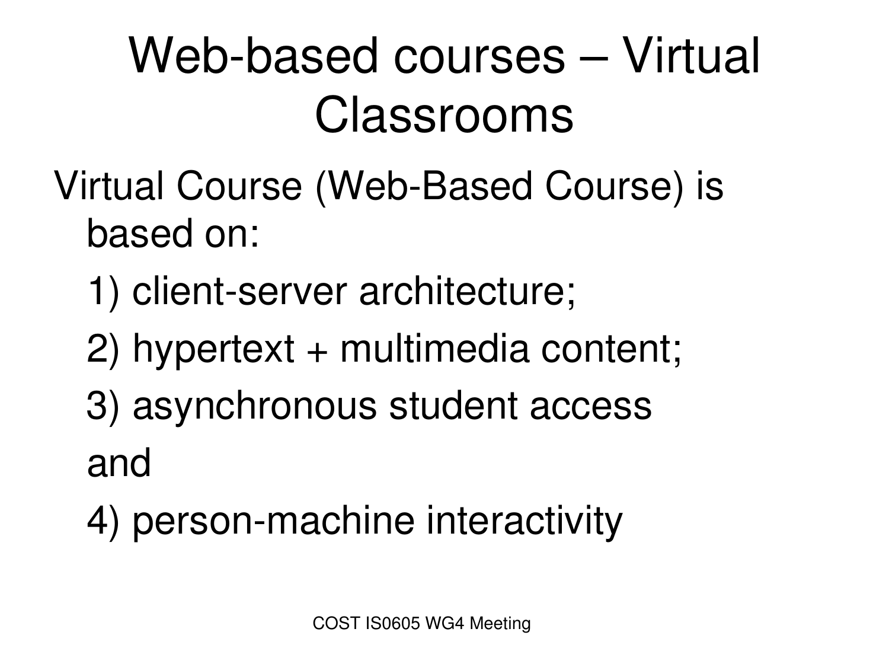# Web-based courses – Virtual Classrooms

Virtual Course (Web-Based Course) is based on:

1) client-server architecture;

2) hypertext + multimedia content;

3) asynchronous student access

and

4) person-machine interactivity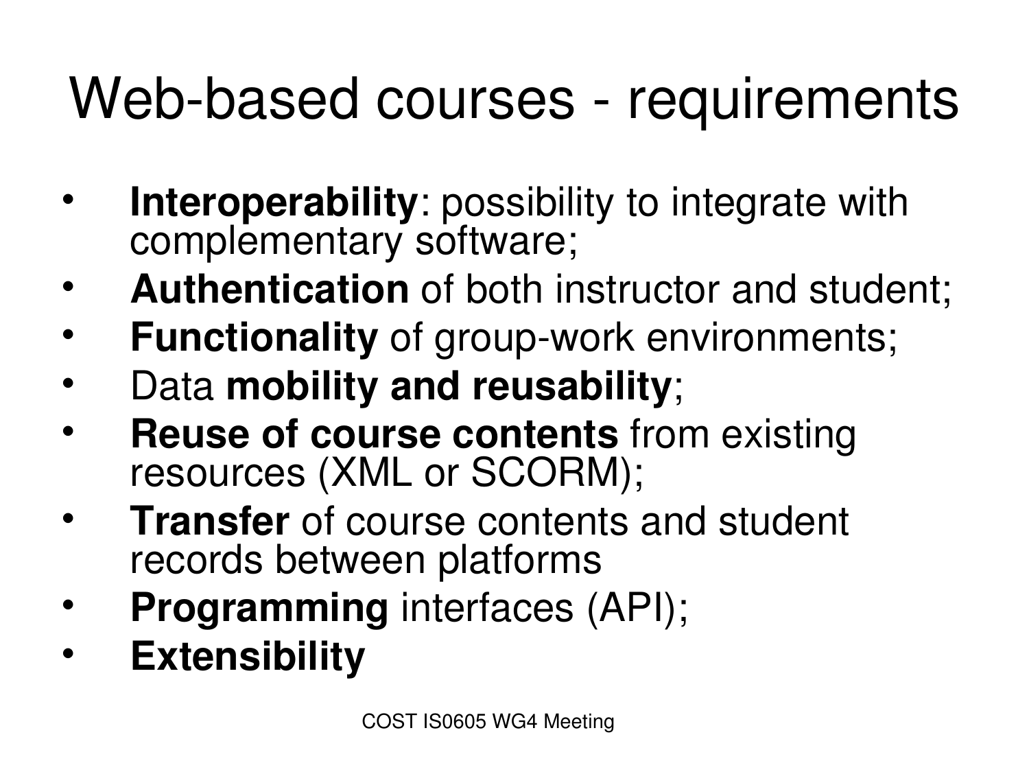# Web-based courses - requirements

- **Interoperability**: possibility to integrate with complementary software;
- **Authentication** of both instructor and student;
- **Functionality** of group-work environments;
- Data **mobility and reusability**;
- **Reuse of course contents** from existing resources (XML or SCORM);
- **Transfer** of course contents and student records between platforms
- **Programming** interfaces (API);
- **Extensibility**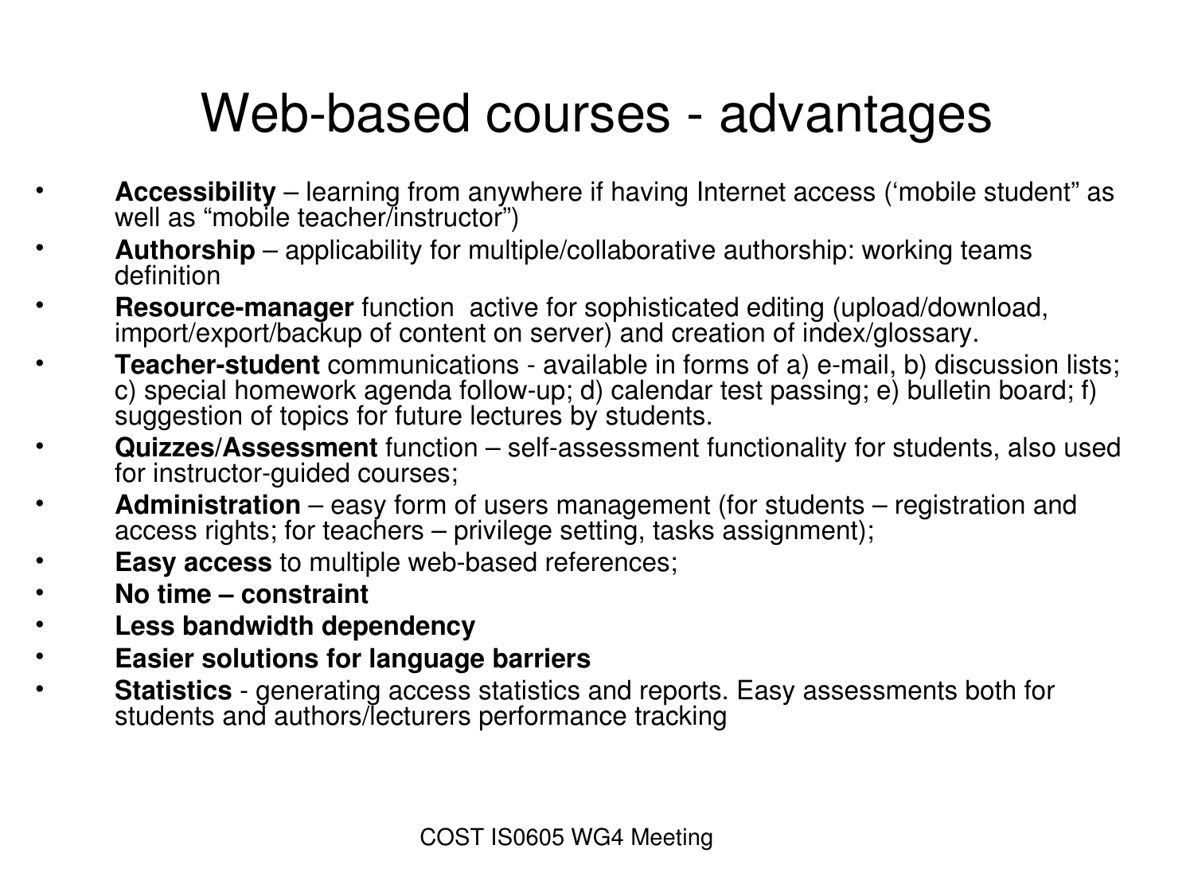# Web-based courses - advantages

- **Accessibility** – learning from anywhere if having Internet access (‘mobile student” as well as “mobile teacher/instructor”)
- **Authorship** – applicability for multiple/collaborative authorship: working teams definition
- **Resource-manager** function active for sophisticated editing (upload/download, import/export/backup of content on server) and creation of index/glossary.
- **Teacher-student** communications - available in forms of a) e-mail, b) discussion lists; c) special homework agenda follow-up; d) calendar test passing; e) bulletin board; f) suggestion of topics for future lectures by students.
- **Quizzes/Assessment** function – self-assessment functionality for students, also used for instructor-guided courses;
- **Administration** – easy form of users management (for students – registration and access rights; for teachers – privilege setting, tasks assignment);
- **Easy access** to multiple web-based references;
- **No time – constraint**
- **Less bandwidth dependency**
- **Easier solutions for language barriers**
- **Statistics** - generating access statistics and reports. Easy assessments both for students and authors/lecturers performance tracking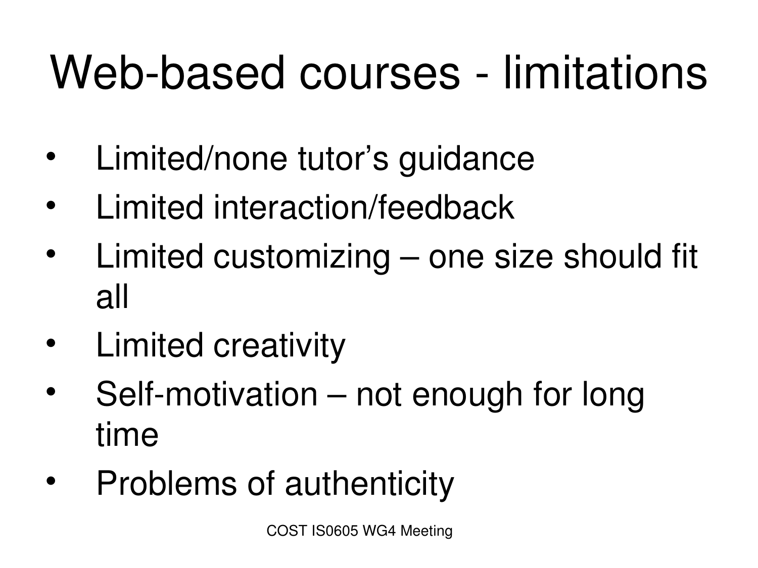# Web-based courses - limitations

- Limited/none tutor's guidance
- Limited interaction/feedback
- Limited customizing – one size should fit all
- Limited creativity
- Self-motivation – not enough for long time
- Problems of authenticity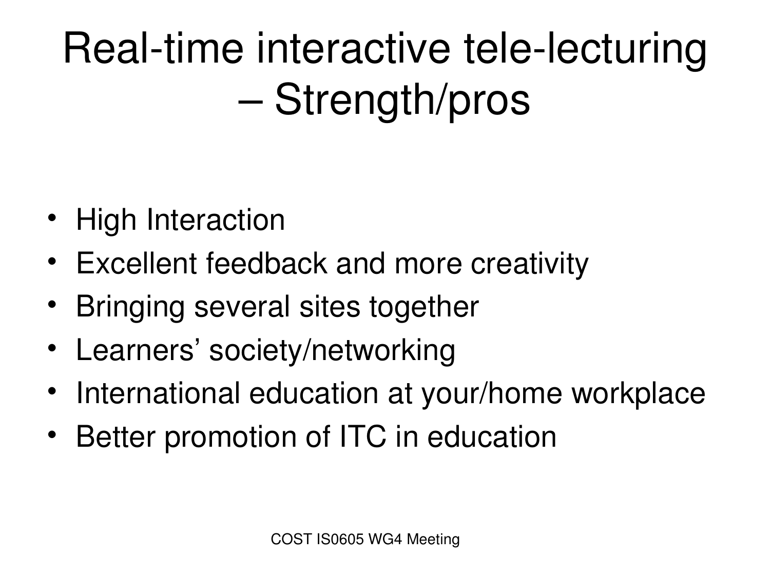# Real-time interactive tele-lecturing – Strength/pros

- High Interaction
- Excellent feedback and more creativity
- Bringing several sites together
- Learners' society/networking
- International education at your/home workplace
- Better promotion of ITC in education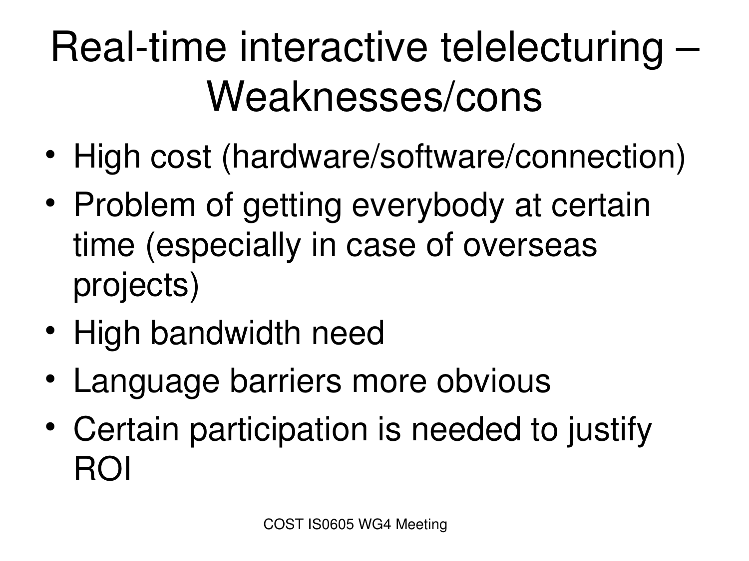# Real-time interactive telelecturing – Weaknesses/cons

- High cost (hardware/software/connection)
- Problem of getting everybody at certain time (especially in case of overseas projects)
- High bandwidth need
- Language barriers more obvious
- Certain participation is needed to justify ROI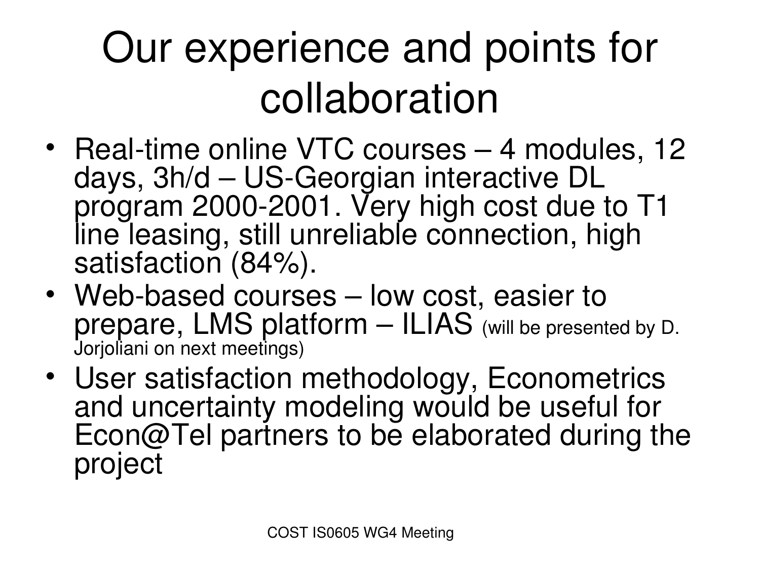# Our experience and points for collaboration

- Real-time online VTC courses – 4 modules, 12 days, 3h/d – US-Georgian interactive DL program 2000-2001. Very high cost due to T1 line leasing, still unreliable connection, high satisfaction (84%).
- Web-based courses – low cost, easier to prepare, LMS platform – ILIAS (will be presented by D. Jorjoliani on next meetings)
- User satisfaction methodology, Econometrics and uncertainty modeling would be useful for Econ@Tel partners to be elaborated during the project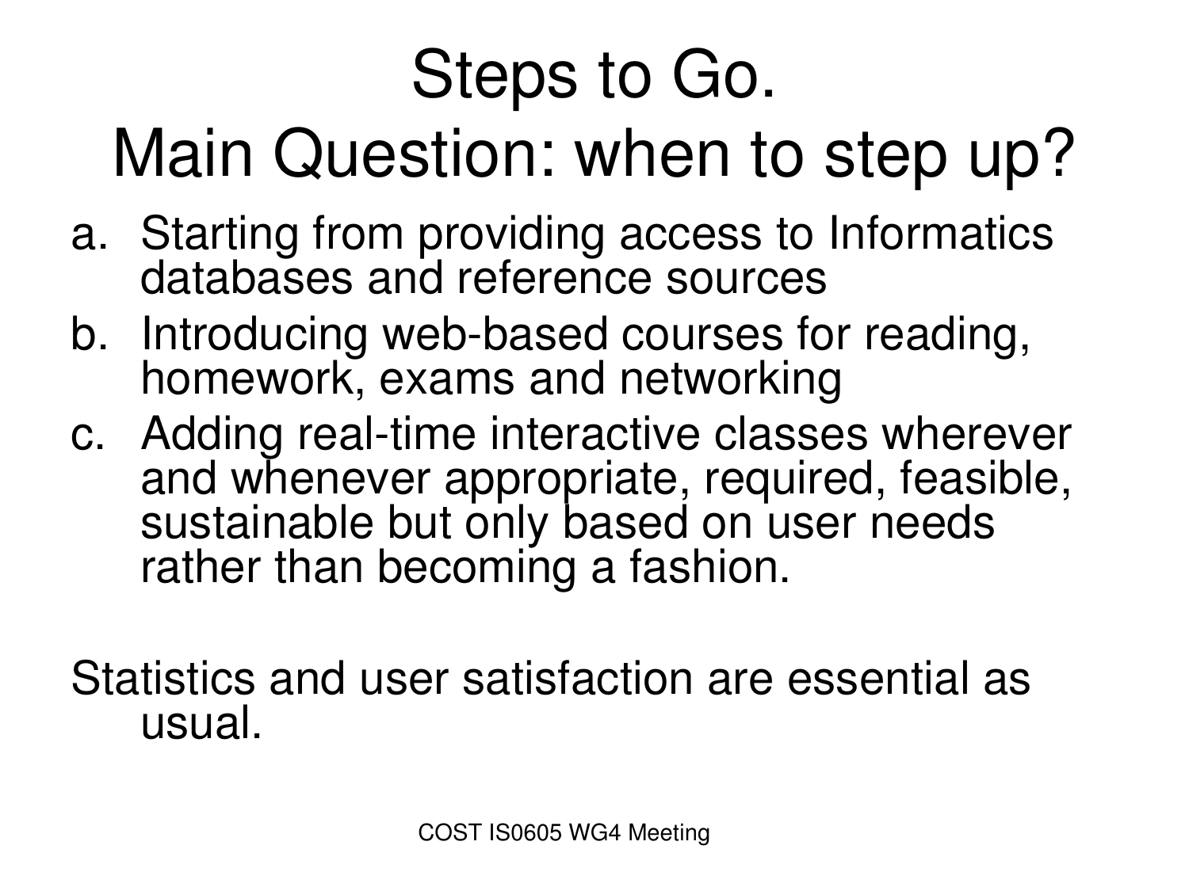# Steps to Go. Main Question: when to step up?

a. Starting from providing access to Informatics databases and reference sources
b. Introducing web-based courses for reading, homework, exams and networking
c. Adding real-time interactive classes wherever and whenever appropriate, required, feasible, sustainable but only based on user needs rather than becoming a fashion.

Statistics and user satisfaction are essential as usual.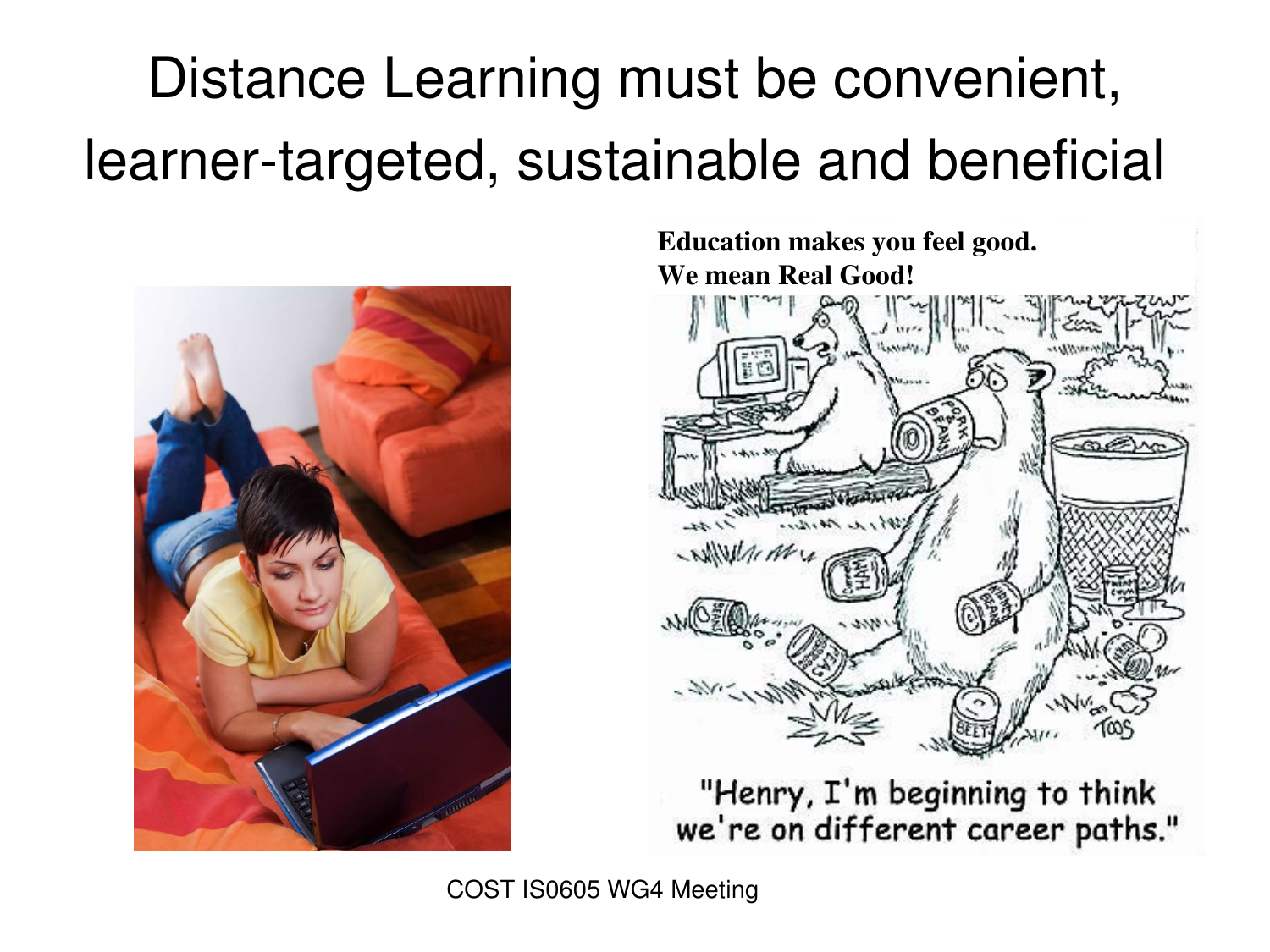# Distance Learning must be convenient, learner-targeted, sustainable and beneficial

**Education makes you feel good.**
**We mean Real Good!**

"Henry, I'm beginning to think we're on different career paths."

COST IS0605 WG4 Meeting